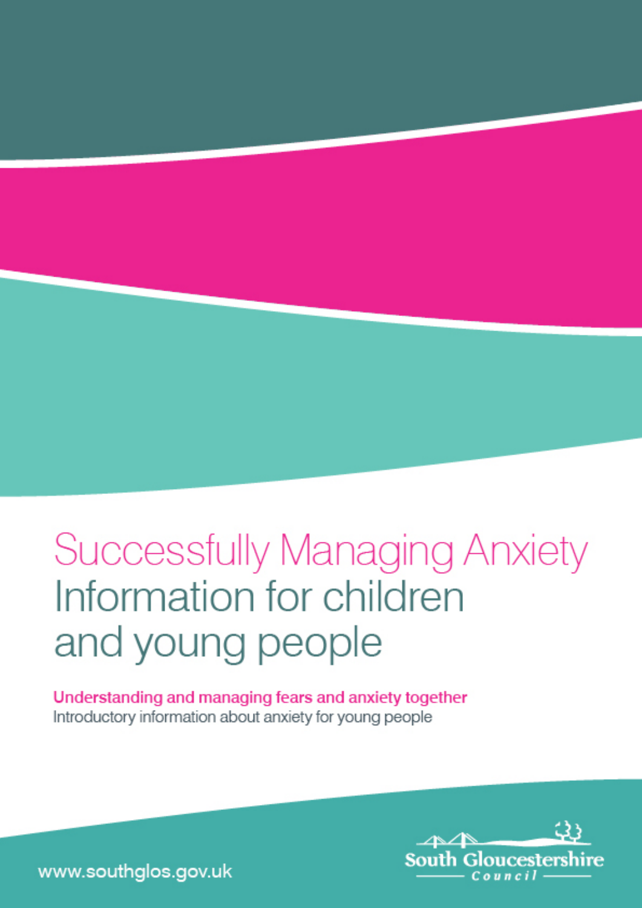# Successfully Managing Anxiety
# Information for children and young people

**Understanding and managing fears and anxiety together**

Introductory information about anxiety for young people

www.southglos.gov.uk

South Gloucestershire Council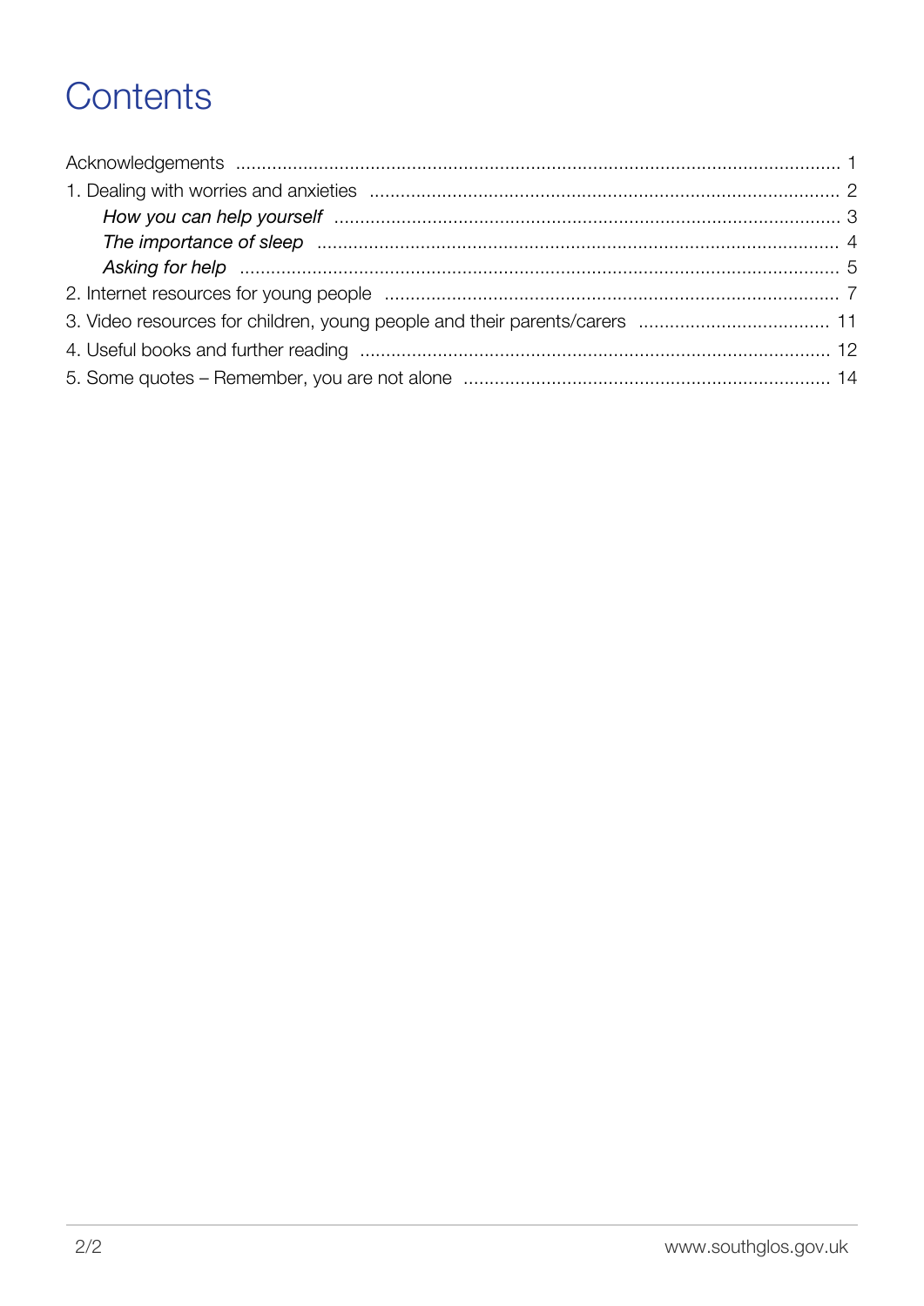# Contents

- Acknowledgements ..... 1
- 1. Dealing with worries and anxieties ..... 2
  - *How you can help yourself* ..... 3
  - *The importance of sleep* ..... 4
  - *Asking for help* ..... 5
- 2. Internet resources for young people ..... 7
- 3. Video resources for children, young people and their parents/carers ..... 11
- 4. Useful books and further reading ..... 12
- 5. Some quotes – Remember, you are not alone ..... 14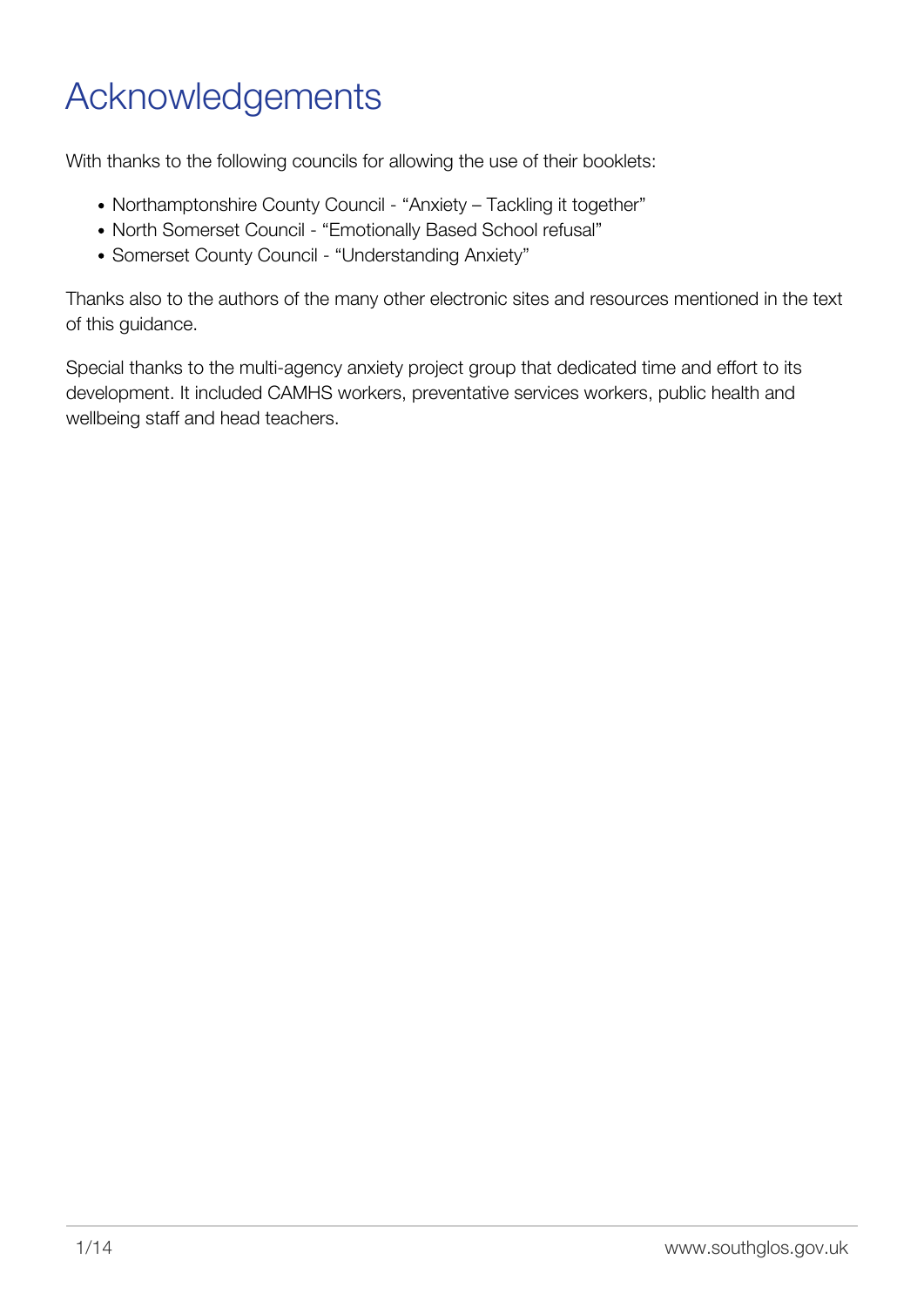# Acknowledgements

With thanks to the following councils for allowing the use of their booklets:

- Northamptonshire County Council - "Anxiety – Tackling it together"
- North Somerset Council - "Emotionally Based School refusal"
- Somerset County Council - "Understanding Anxiety"

Thanks also to the authors of the many other electronic sites and resources mentioned in the text of this guidance.

Special thanks to the multi-agency anxiety project group that dedicated time and effort to its development. It included CAMHS workers, preventative services workers, public health and wellbeing staff and head teachers.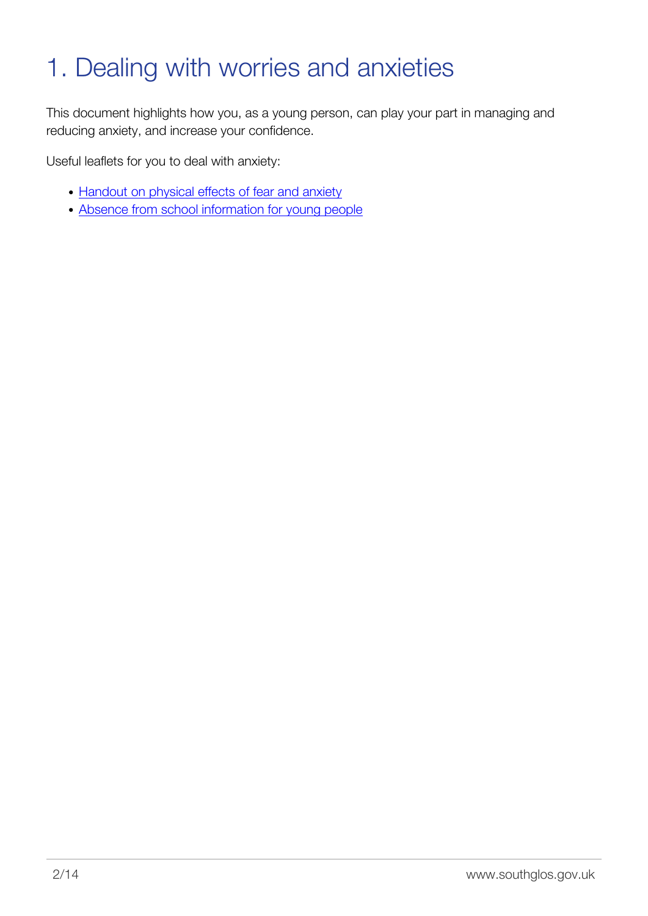# 1. Dealing with worries and anxieties

This document highlights how you, as a young person, can play your part in managing and reducing anxiety, and increase your confidence.

Useful leaflets for you to deal with anxiety:

- Handout on physical effects of fear and anxiety
- Absence from school information for young people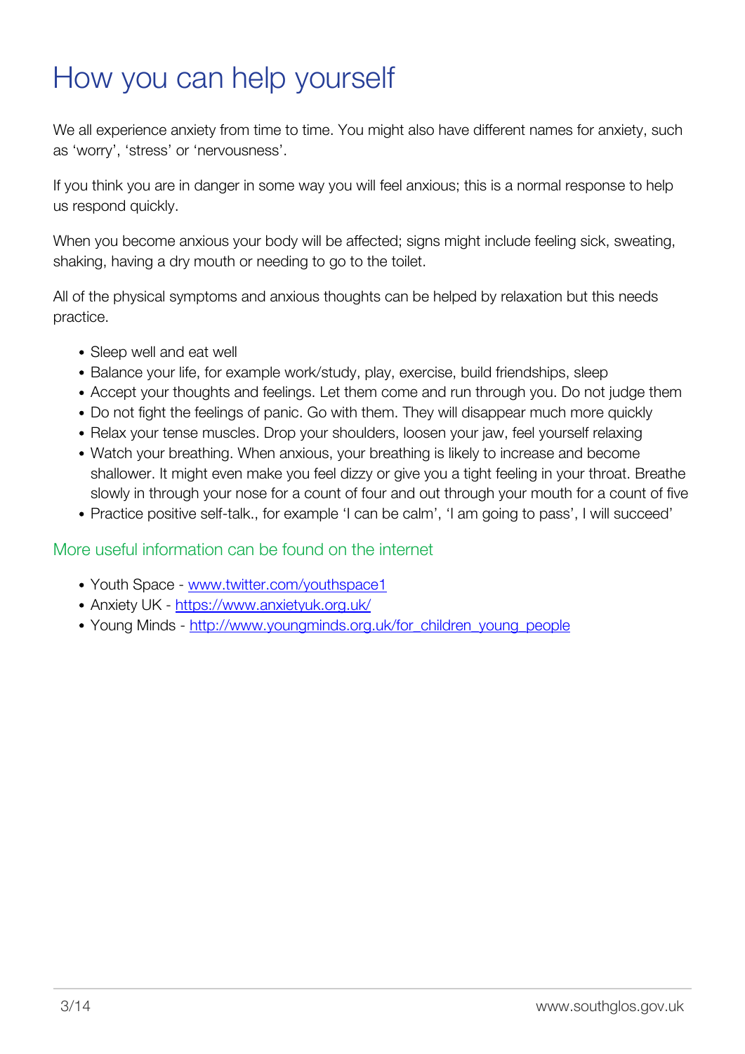# How you can help yourself

We all experience anxiety from time to time. You might also have different names for anxiety, such as 'worry', 'stress' or 'nervousness'.

If you think you are in danger in some way you will feel anxious; this is a normal response to help us respond quickly.

When you become anxious your body will be affected; signs might include feeling sick, sweating, shaking, having a dry mouth or needing to go to the toilet.

All of the physical symptoms and anxious thoughts can be helped by relaxation but this needs practice.

- Sleep well and eat well
- Balance your life, for example work/study, play, exercise, build friendships, sleep
- Accept your thoughts and feelings. Let them come and run through you. Do not judge them
- Do not fight the feelings of panic. Go with them. They will disappear much more quickly
- Relax your tense muscles. Drop your shoulders, loosen your jaw, feel yourself relaxing
- Watch your breathing. When anxious, your breathing is likely to increase and become shallower. It might even make you feel dizzy or give you a tight feeling in your throat. Breathe slowly in through your nose for a count of four and out through your mouth for a count of five
- Practice positive self-talk., for example 'I can be calm', 'I am going to pass', I will succeed'

## More useful information can be found on the internet

- Youth Space - [www.twitter.com/youthspace1](http://www.twitter.com/youthspace1)
- Anxiety UK - [https://www.anxietyuk.org.uk/](https://www.anxietyuk.org.uk/)
- Young Minds - [http://www.youngminds.org.uk/for_children_young_people](http://www.youngminds.org.uk/for_children_young_people)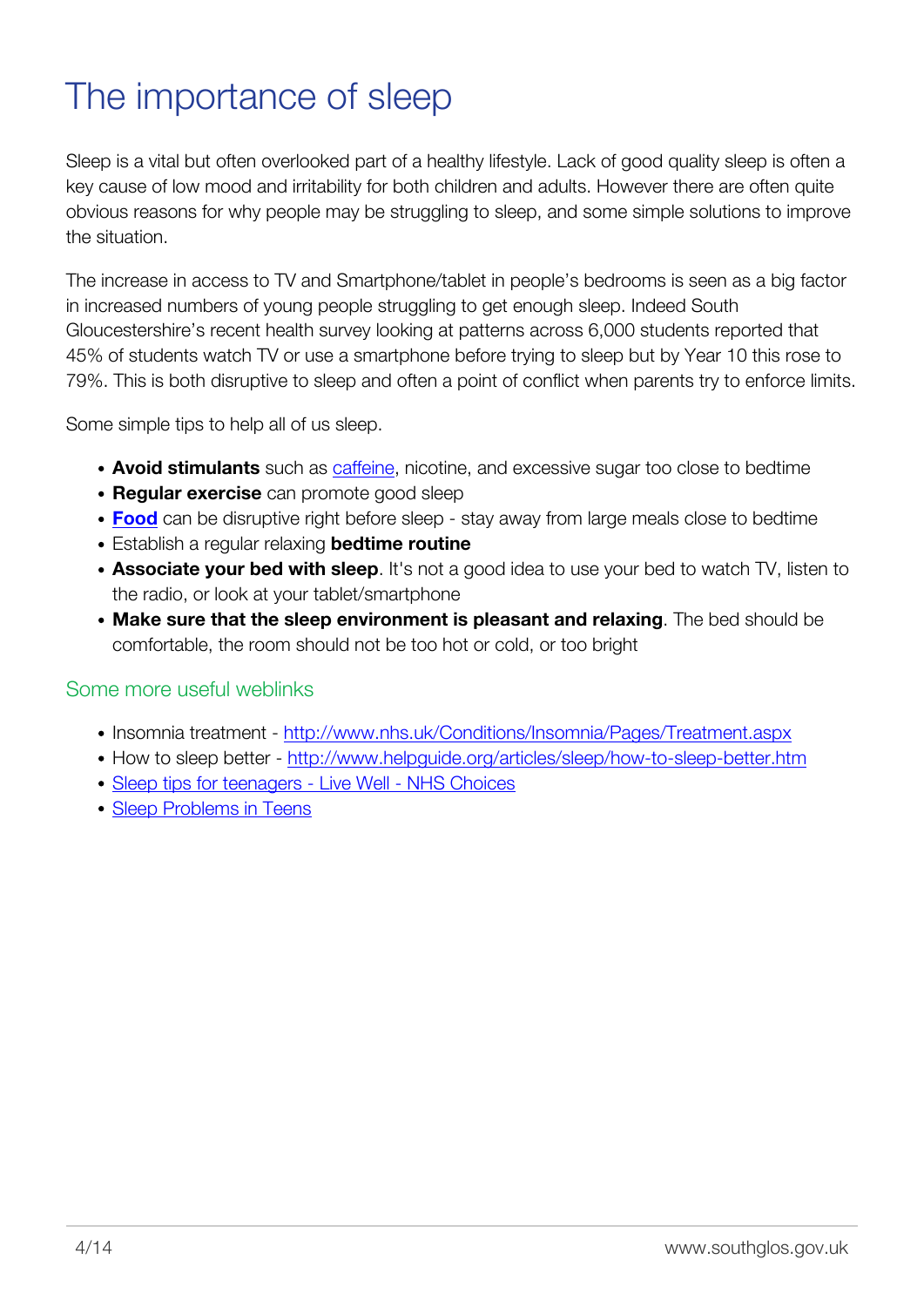# The importance of sleep

Sleep is a vital but often overlooked part of a healthy lifestyle. Lack of good quality sleep is often a key cause of low mood and irritability for both children and adults. However there are often quite obvious reasons for why people may be struggling to sleep, and some simple solutions to improve the situation.

The increase in access to TV and Smartphone/tablet in people's bedrooms is seen as a big factor in increased numbers of young people struggling to get enough sleep. Indeed South Gloucestershire's recent health survey looking at patterns across 6,000 students reported that 45% of students watch TV or use a smartphone before trying to sleep but by Year 10 this rose to 79%. This is both disruptive to sleep and often a point of conflict when parents try to enforce limits.

Some simple tips to help all of us sleep.

- **Avoid stimulants** such as caffeine, nicotine, and excessive sugar too close to bedtime
- **Regular exercise** can promote good sleep
- **Food** can be disruptive right before sleep - stay away from large meals close to bedtime
- Establish a regular relaxing **bedtime routine**
- **Associate your bed with sleep**. It's not a good idea to use your bed to watch TV, listen to the radio, or look at your tablet/smartphone
- **Make sure that the sleep environment is pleasant and relaxing**. The bed should be comfortable, the room should not be too hot or cold, or too bright

## Some more useful weblinks

- Insomnia treatment - http://www.nhs.uk/Conditions/Insomnia/Pages/Treatment.aspx
- How to sleep better - http://www.helpguide.org/articles/sleep/how-to-sleep-better.htm
- Sleep tips for teenagers - Live Well - NHS Choices
- Sleep Problems in Teens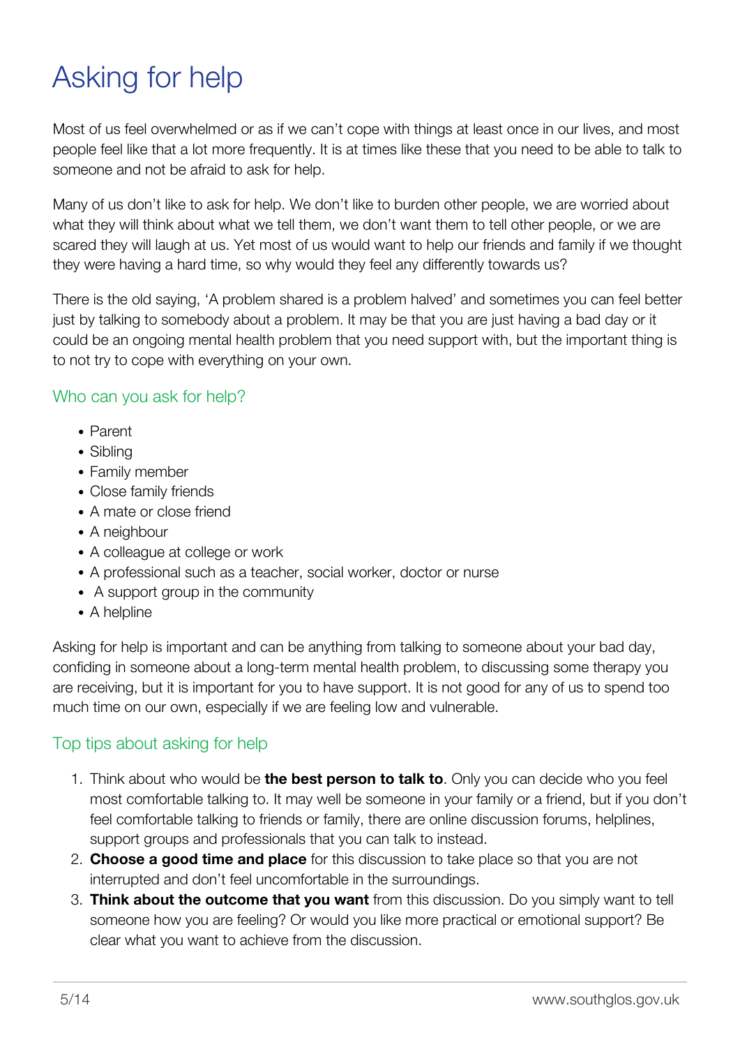# Asking for help

Most of us feel overwhelmed or as if we can't cope with things at least once in our lives, and most people feel like that a lot more frequently. It is at times like these that you need to be able to talk to someone and not be afraid to ask for help.

Many of us don't like to ask for help. We don't like to burden other people, we are worried about what they will think about what we tell them, we don't want them to tell other people, or we are scared they will laugh at us. Yet most of us would want to help our friends and family if we thought they were having a hard time, so why would they feel any differently towards us?

There is the old saying, 'A problem shared is a problem halved' and sometimes you can feel better just by talking to somebody about a problem. It may be that you are just having a bad day or it could be an ongoing mental health problem that you need support with, but the important thing is to not try to cope with everything on your own.

## Who can you ask for help?

- Parent
- Sibling
- Family member
- Close family friends
- A mate or close friend
- A neighbour
- A colleague at college or work
- A professional such as a teacher, social worker, doctor or nurse
- A support group in the community
- A helpline

Asking for help is important and can be anything from talking to someone about your bad day, confiding in someone about a long-term mental health problem, to discussing some therapy you are receiving, but it is important for you to have support. It is not good for any of us to spend too much time on our own, especially if we are feeling low and vulnerable.

## Top tips about asking for help

1. Think about who would be **the best person to talk to**. Only you can decide who you feel most comfortable talking to. It may well be someone in your family or a friend, but if you don't feel comfortable talking to friends or family, there are online discussion forums, helplines, support groups and professionals that you can talk to instead.
2. **Choose a good time and place** for this discussion to take place so that you are not interrupted and don't feel uncomfortable in the surroundings.
3. **Think about the outcome that you want** from this discussion. Do you simply want to tell someone how you are feeling? Or would you like more practical or emotional support? Be clear what you want to achieve from the discussion.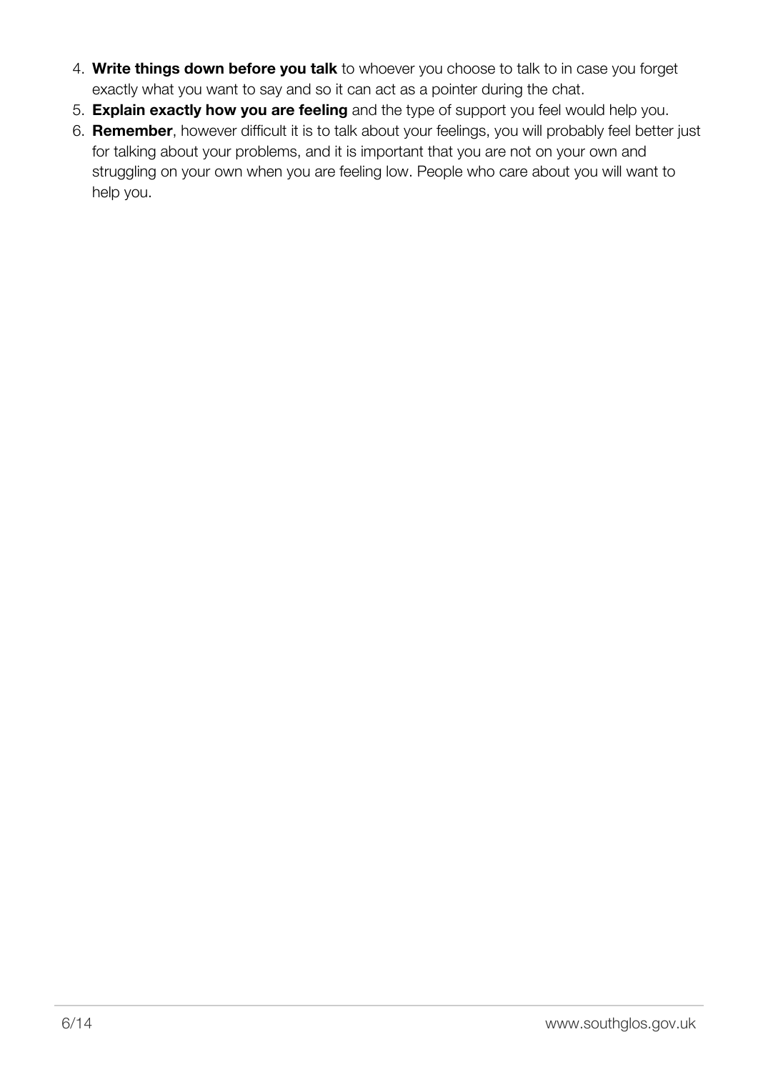4. **Write things down before you talk** to whoever you choose to talk to in case you forget exactly what you want to say and so it can act as a pointer during the chat.
5. **Explain exactly how you are feeling** and the type of support you feel would help you.
6. **Remember**, however difficult it is to talk about your feelings, you will probably feel better just for talking about your problems, and it is important that you are not on your own and struggling on your own when you are feeling low. People who care about you will want to help you.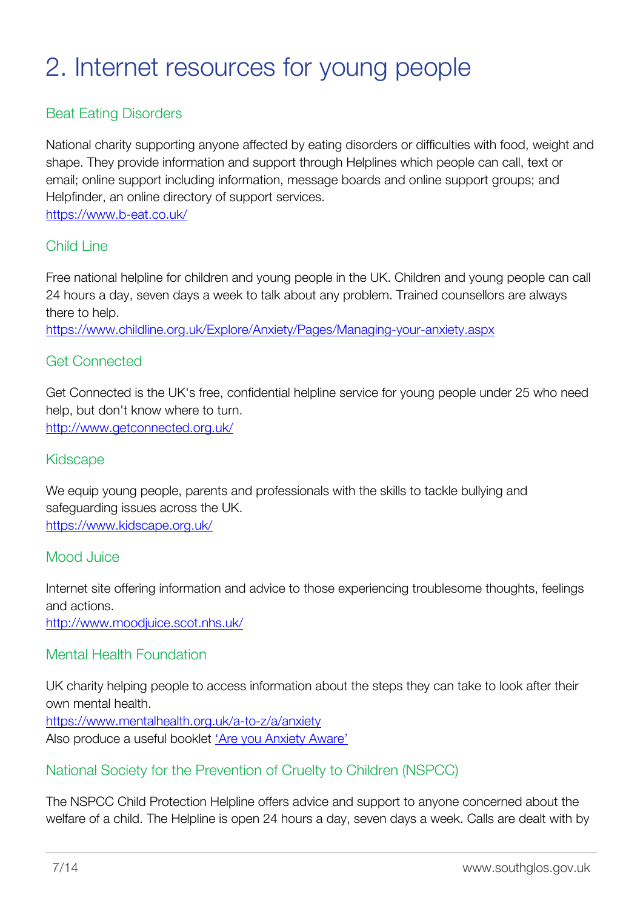# 2. Internet resources for young people

## Beat Eating Disorders

National charity supporting anyone affected by eating disorders or difficulties with food, weight and shape. They provide information and support through Helplines which people can call, text or email; online support including information, message boards and online support groups; and Helpfinder, an online directory of support services.
[https://www.b-eat.co.uk/](https://www.b-eat.co.uk/)

## Child Line

Free national helpline for children and young people in the UK. Children and young people can call 24 hours a day, seven days a week to talk about any problem. Trained counsellors are always there to help.
[https://www.childline.org.uk/Explore/Anxiety/Pages/Managing-your-anxiety.aspx](https://www.childline.org.uk/Explore/Anxiety/Pages/Managing-your-anxiety.aspx)

## Get Connected

Get Connected is the UK's free, confidential helpline service for young people under 25 who need help, but don't know where to turn.
[http://www.getconnected.org.uk/](http://www.getconnected.org.uk/)

## Kidscape

We equip young people, parents and professionals with the skills to tackle bullying and safeguarding issues across the UK.
[https://www.kidscape.org.uk/](https://www.kidscape.org.uk/)

## Mood Juice

Internet site offering information and advice to those experiencing troublesome thoughts, feelings and actions.
[http://www.moodjuice.scot.nhs.uk/](http://www.moodjuice.scot.nhs.uk/)

## Mental Health Foundation

UK charity helping people to access information about the steps they can take to look after their own mental health.
[https://www.mentalhealth.org.uk/a-to-z/a/anxiety](https://www.mentalhealth.org.uk/a-to-z/a/anxiety)
Also produce a useful booklet 'Are you Anxiety Aware'

## National Society for the Prevention of Cruelty to Children (NSPCC)

The NSPCC Child Protection Helpline offers advice and support to anyone concerned about the welfare of a child. The Helpline is open 24 hours a day, seven days a week. Calls are dealt with by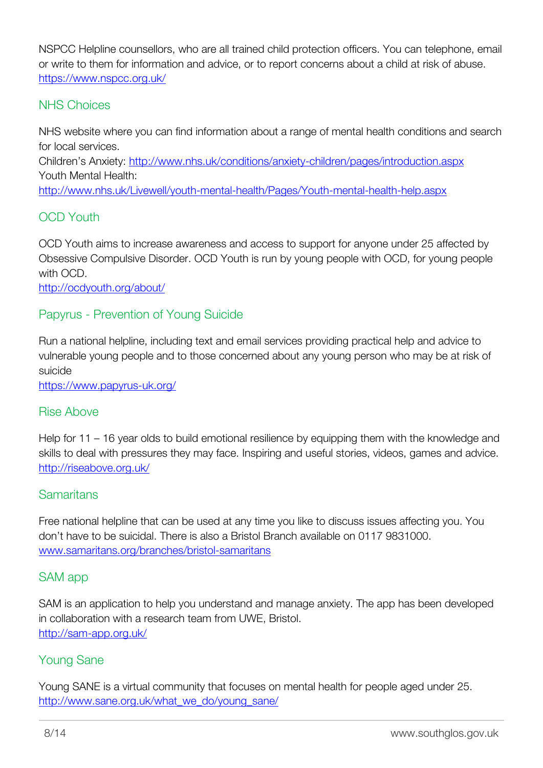NSPCC Helpline counsellors, who are all trained child protection officers. You can telephone, email or write to them for information and advice, or to report concerns about a child at risk of abuse.
https://www.nspcc.org.uk/

### NHS Choices

NHS website where you can find information about a range of mental health conditions and search for local services.
Children's Anxiety: http://www.nhs.uk/conditions/anxiety-children/pages/introduction.aspx
Youth Mental Health:
http://www.nhs.uk/Livewell/youth-mental-health/Pages/Youth-mental-health-help.aspx

### OCD Youth

OCD Youth aims to increase awareness and access to support for anyone under 25 affected by Obsessive Compulsive Disorder. OCD Youth is run by young people with OCD, for young people with OCD.
http://ocdyouth.org/about/

### Papyrus - Prevention of Young Suicide

Run a national helpline, including text and email services providing practical help and advice to vulnerable young people and to those concerned about any young person who may be at risk of suicide
https://www.papyrus-uk.org/

### Rise Above

Help for 11 – 16 year olds to build emotional resilience by equipping them with the knowledge and skills to deal with pressures they may face. Inspiring and useful stories, videos, games and advice.
http://riseabove.org.uk/

### Samaritans

Free national helpline that can be used at any time you like to discuss issues affecting you. You don't have to be suicidal. There is also a Bristol Branch available on 0117 9831000.
www.samaritans.org/branches/bristol-samaritans

### SAM app

SAM is an application to help you understand and manage anxiety. The app has been developed in collaboration with a research team from UWE, Bristol.
http://sam-app.org.uk/

### Young Sane

Young SANE is a virtual community that focuses on mental health for people aged under 25.
http://www.sane.org.uk/what_we_do/young_sane/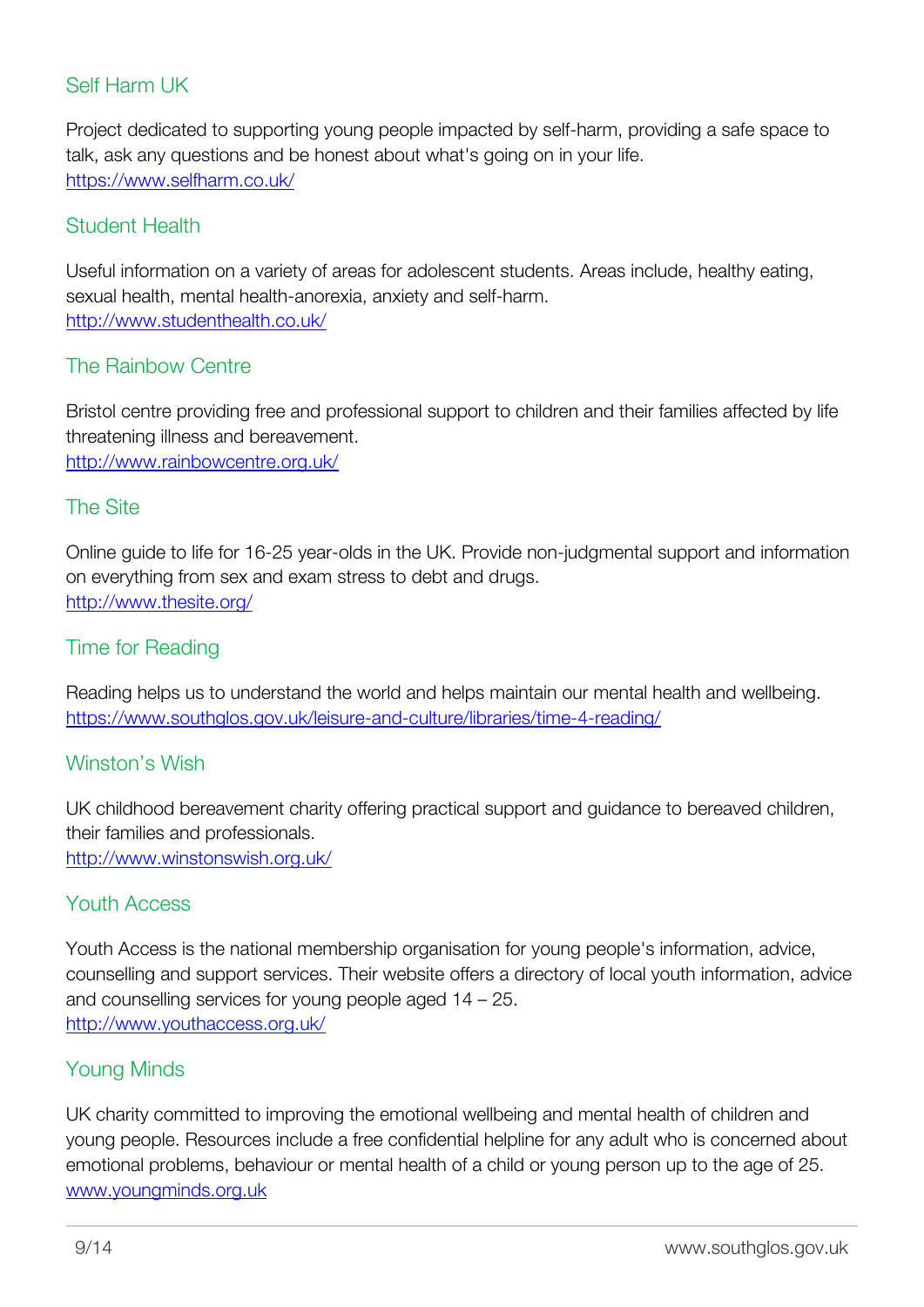## Self Harm UK

Project dedicated to supporting young people impacted by self-harm, providing a safe space to talk, ask any questions and be honest about what's going on in your life.
https://www.selfharm.co.uk/

## Student Health

Useful information on a variety of areas for adolescent students. Areas include, healthy eating, sexual health, mental health-anorexia, anxiety and self-harm.
http://www.studenthealth.co.uk/

## The Rainbow Centre

Bristol centre providing free and professional support to children and their families affected by life threatening illness and bereavement.
http://www.rainbowcentre.org.uk/

## The Site

Online guide to life for 16-25 year-olds in the UK. Provide non-judgmental support and information on everything from sex and exam stress to debt and drugs.
http://www.thesite.org/

## Time for Reading

Reading helps us to understand the world and helps maintain our mental health and wellbeing.
https://www.southglos.gov.uk/leisure-and-culture/libraries/time-4-reading/

## Winston's Wish

UK childhood bereavement charity offering practical support and guidance to bereaved children, their families and professionals.
http://www.winstonswish.org.uk/

## Youth Access

Youth Access is the national membership organisation for young people's information, advice, counselling and support services. Their website offers a directory of local youth information, advice and counselling services for young people aged 14 – 25.
http://www.youthaccess.org.uk/

## Young Minds

UK charity committed to improving the emotional wellbeing and mental health of children and young people. Resources include a free confidential helpline for any adult who is concerned about emotional problems, behaviour or mental health of a child or young person up to the age of 25.
www.youngminds.org.uk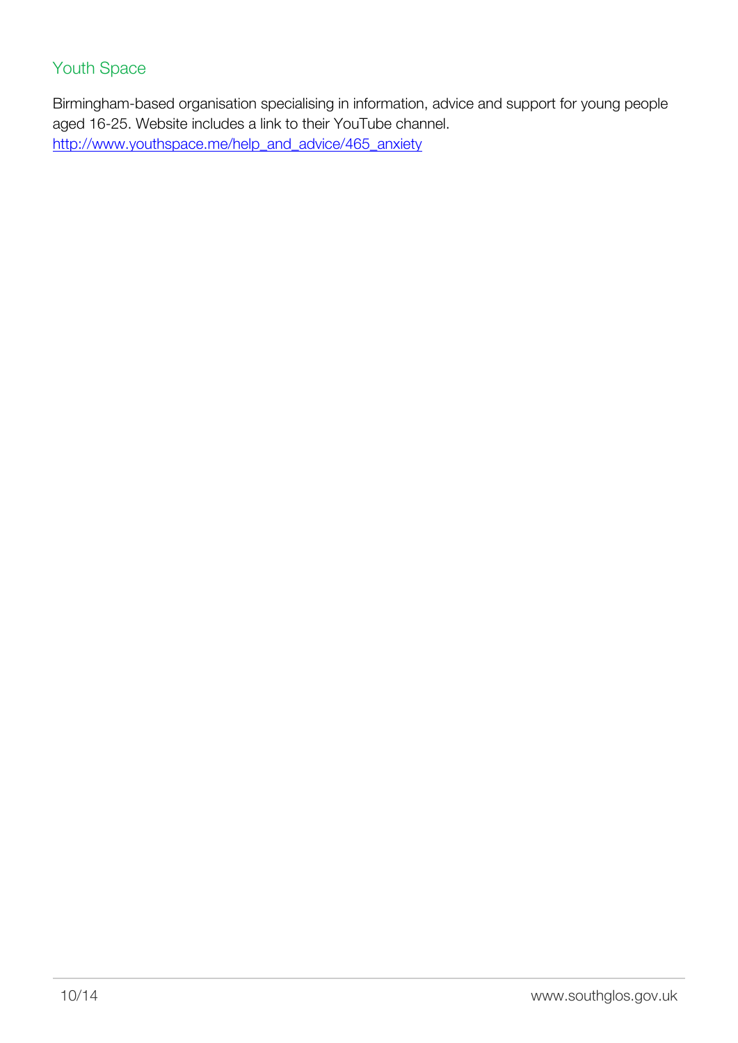## Youth Space

Birmingham-based organisation specialising in information, advice and support for young people aged 16-25. Website includes a link to their YouTube channel.
http://www.youthspace.me/help_and_advice/465_anxiety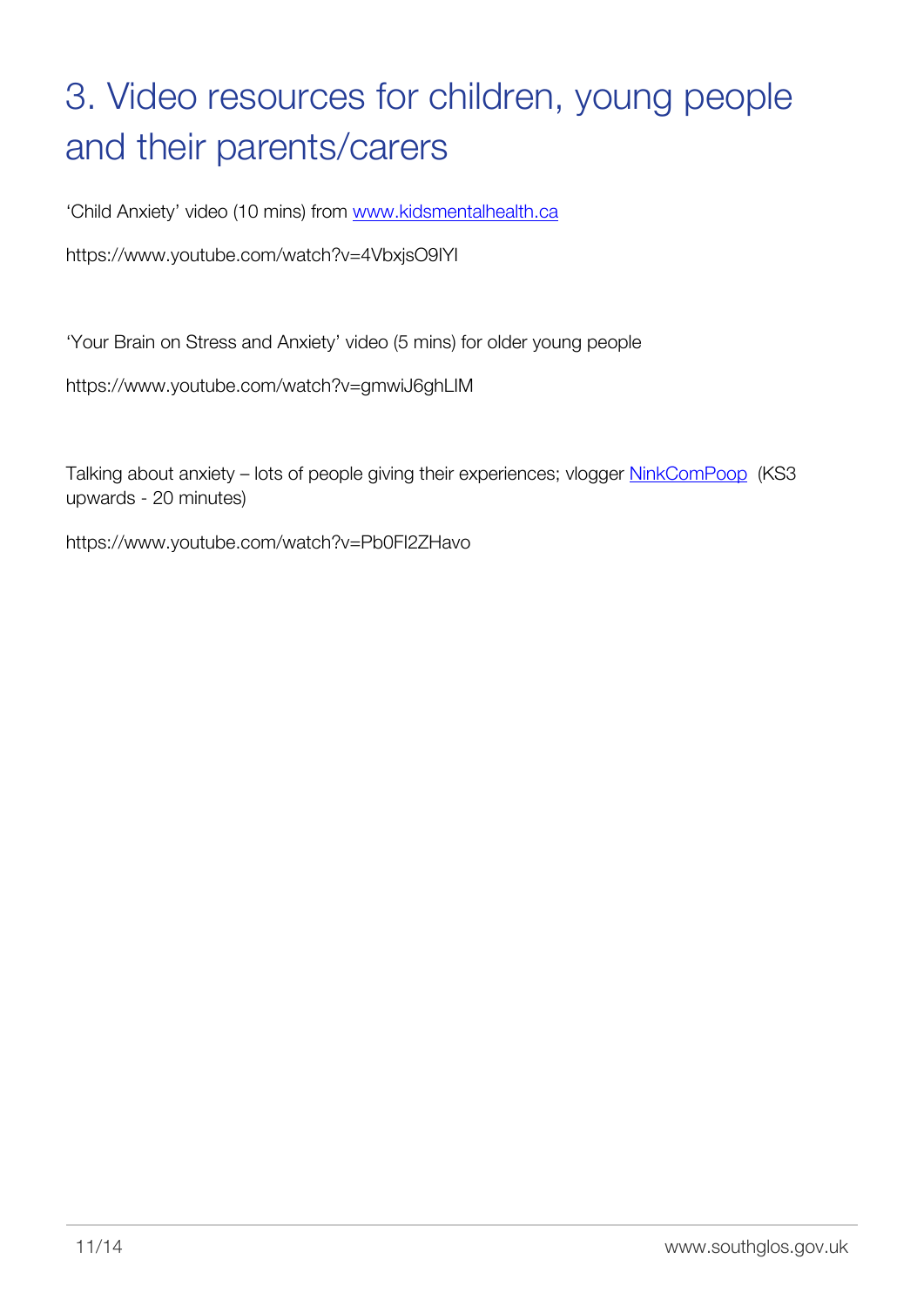# 3. Video resources for children, young people and their parents/carers

'Child Anxiety' video (10 mins) from [www.kidsmentalhealth.ca](www.kidsmentalhealth.ca)

https://www.youtube.com/watch?v=4VbxjsO9lYI

'Your Brain on Stress and Anxiety' video (5 mins) for older young people

https://www.youtube.com/watch?v=gmwiJ6ghLIM

Talking about anxiety – lots of people giving their experiences; vlogger NinkComPoop (KS3 upwards - 20 minutes)

https://www.youtube.com/watch?v=Pb0FI2ZHavo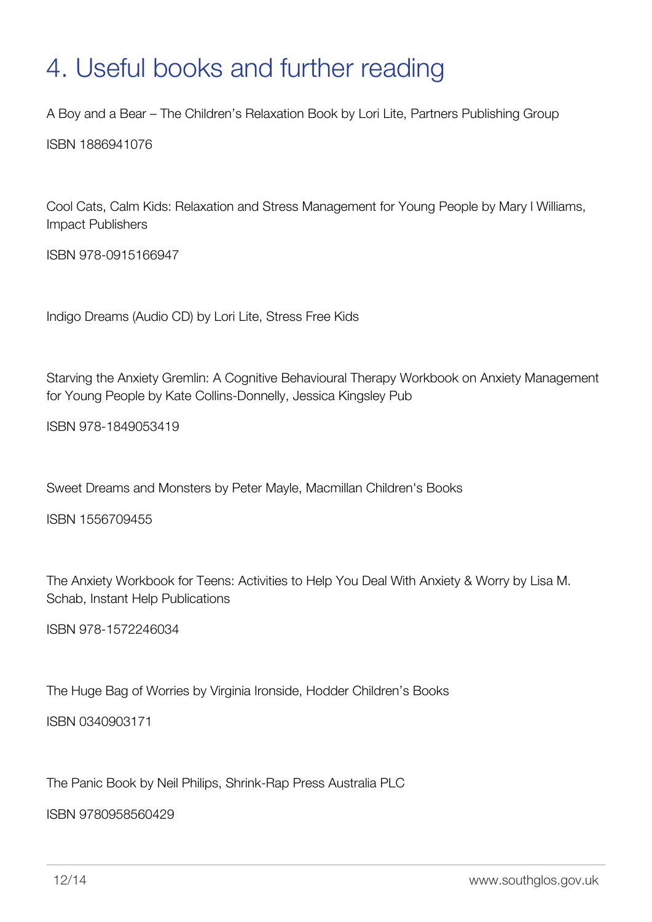# 4. Useful books and further reading

A Boy and a Bear – The Children's Relaxation Book by Lori Lite, Partners Publishing Group

ISBN 1886941076

Cool Cats, Calm Kids: Relaxation and Stress Management for Young People by Mary l Williams, Impact Publishers

ISBN 978-0915166947

Indigo Dreams (Audio CD) by Lori Lite, Stress Free Kids

Starving the Anxiety Gremlin: A Cognitive Behavioural Therapy Workbook on Anxiety Management for Young People by Kate Collins-Donnelly, Jessica Kingsley Pub

ISBN 978-1849053419

Sweet Dreams and Monsters by Peter Mayle, Macmillan Children's Books

ISBN 1556709455

The Anxiety Workbook for Teens: Activities to Help You Deal With Anxiety & Worry by Lisa M. Schab, Instant Help Publications

ISBN 978-1572246034

The Huge Bag of Worries by Virginia Ironside, Hodder Children's Books

ISBN 0340903171

The Panic Book by Neil Philips, Shrink-Rap Press Australia PLC

ISBN 9780958560429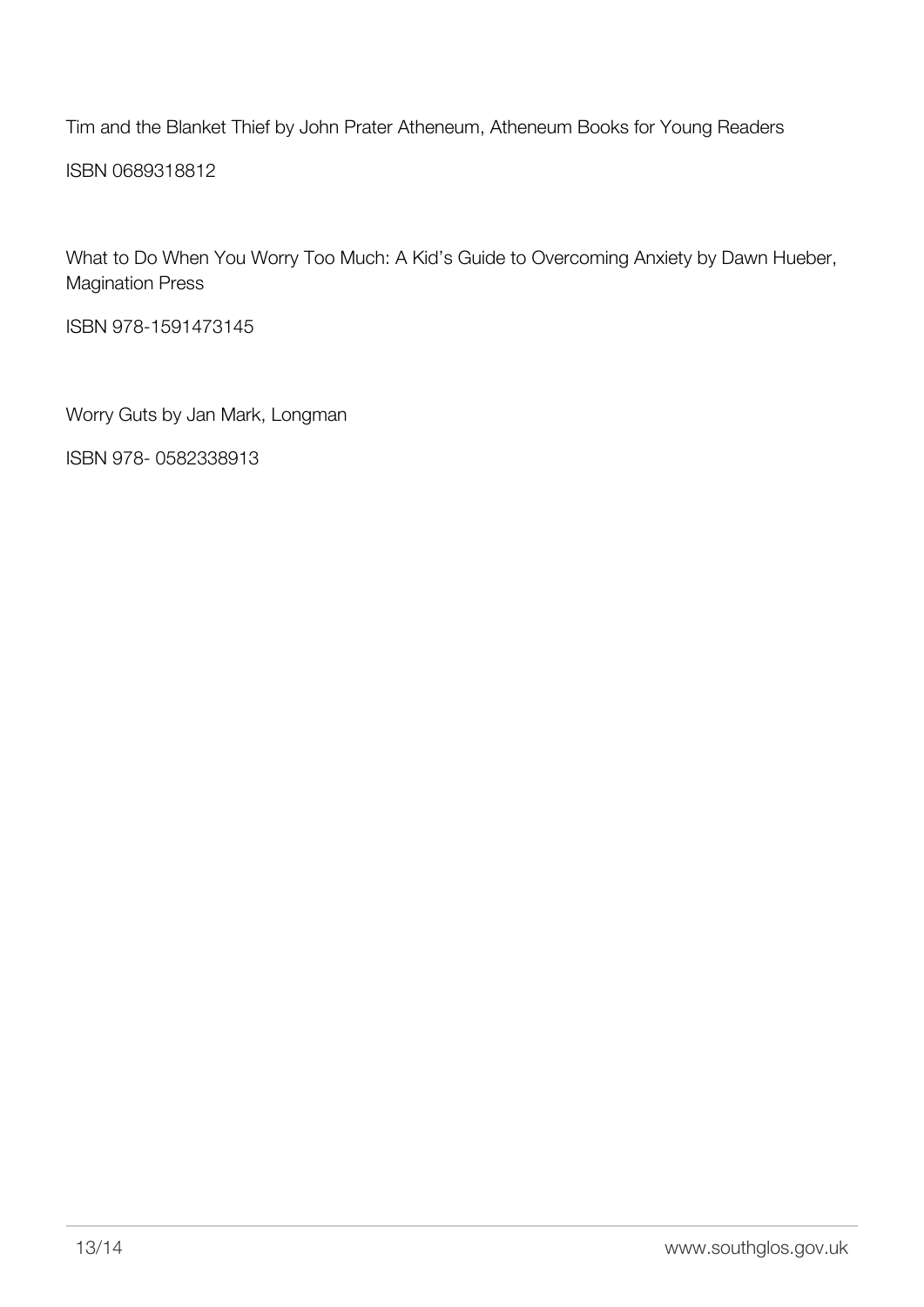Tim and the Blanket Thief by John Prater Atheneum, Atheneum Books for Young Readers

ISBN 0689318812

What to Do When You Worry Too Much: A Kid's Guide to Overcoming Anxiety by Dawn Hueber, Magination Press

ISBN 978-1591473145

Worry Guts by Jan Mark, Longman

ISBN 978- 0582338913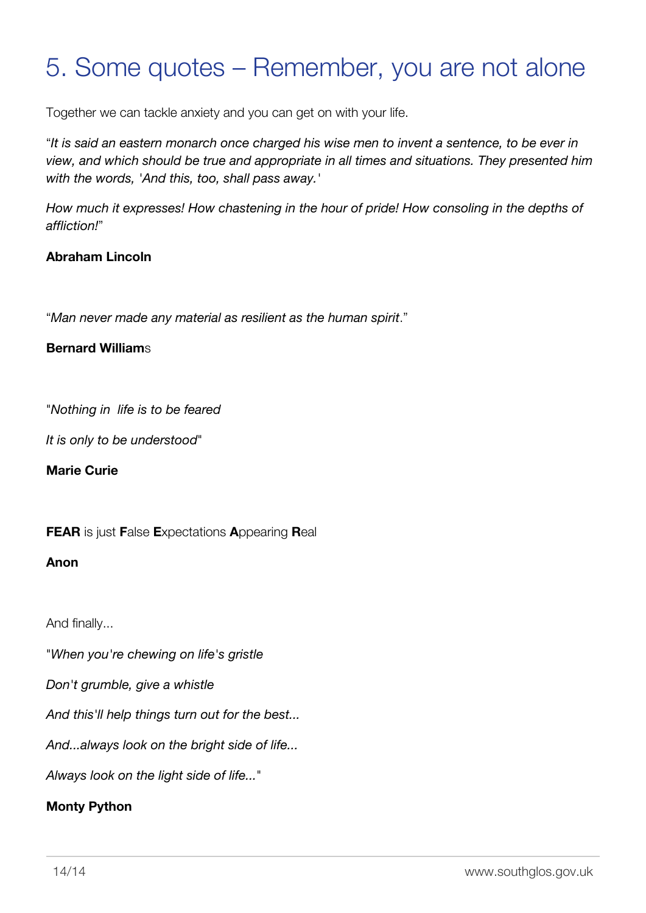# 5. Some quotes – Remember, you are not alone

Together we can tackle anxiety and you can get on with your life.

"*It is said an eastern monarch once charged his wise men to invent a sentence, to be ever in view, and which should be true and appropriate in all times and situations. They presented him with the words, 'And this, too, shall pass away.'*

*How much it expresses! How chastening in the hour of pride! How consoling in the depths of affliction!*"

**Abraham Lincoln**

"*Man never made any material as resilient as the human spirit*."

**Bernard William**s

"*Nothing in life is to be feared*

*It is only to be understood*"

**Marie Curie**

**FEAR** is just **F**alse **E**xpectations **A**ppearing **R**eal

**Anon**

And finally...

"*When you're chewing on life's gristle*

*Don't grumble, give a whistle*

*And this'll help things turn out for the best...*

*And...always look on the bright side of life...*

*Always look on the light side of life...*"

**Monty Python**